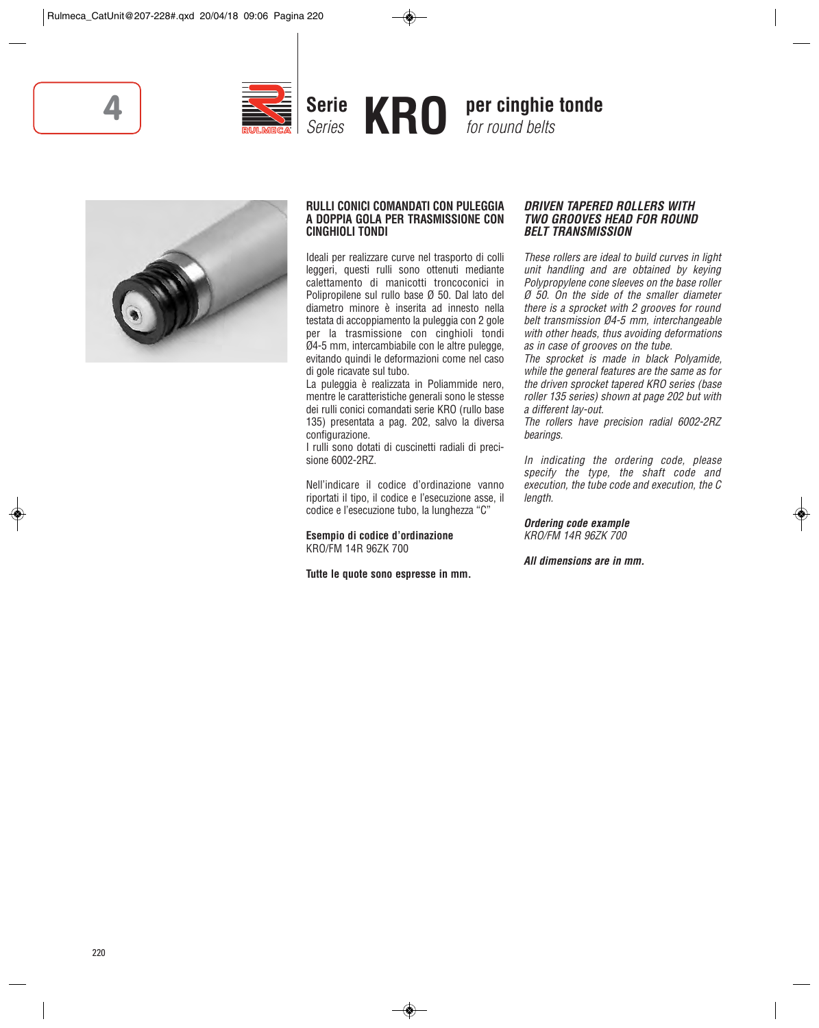# Serie *Series* KRO per cinghie tonde *for round belts*

### RULLI CONICI COMANDATI CON PULEGGIA A DOPPIA GOLA PER TRASMISSIONE CON CINGHIOLI TONDI

Ideali per realizzare curve nel trasporto di colli leggeri, questi rulli sono ottenuti mediante calettamento di manicotti troncoconici in Polipropilene sul rullo base Ø 50. Dal lato del diametro minore è inserita ad innesto nella testata di accoppiamento la puleggia con 2 gole per la trasmissione con cinghioli tondi Ø4-5 mm, intercambiabile con le altre pulegge, evitando quindi le deformazioni come nel caso di gole ricavate sul tubo.
La puleggia è realizzata in Poliammide nero, mentre le caratteristiche generali sono le stesse dei rulli conici comandati serie KRO (rullo base 135) presentata a pag. 202, salvo la diversa configurazione.
I rulli sono dotati di cuscinetti radiali di precisione 6002-2RZ.

Nell'indicare il codice d'ordinazione vanno riportati il tipo, il codice e l'esecuzione asse, il codice e l'esecuzione tubo, la lunghezza "C"

**Esempio di codice d'ordinazione**
KRO/FM 14R 96ZK 700

**Tutte le quote sono espresse in mm.**

### *DRIVEN TAPERED ROLLERS WITH TWO GROOVES HEAD FOR ROUND BELT TRANSMISSION*

*These rollers are ideal to build curves in light unit handling and are obtained by keying Polypropylene cone sleeves on the base roller Ø 50. On the side of the smaller diameter there is a sprocket with 2 grooves for round belt transmission Ø4-5 mm, interchangeable with other heads, thus avoiding deformations as in case of grooves on the tube.*
*The sprocket is made in black Polyamide, while the general features are the same as for the driven sprocket tapered KRO series (base roller 135 series) shown at page 202 but with a different lay-out.*
*The rollers have precision radial 6002-2RZ bearings.*

*In indicating the ordering code, please specify the type, the shaft code and execution, the tube code and execution, the C length.*

***Ordering code example***
*KRO/FM 14R 96ZK 700*

***All dimensions are in mm.***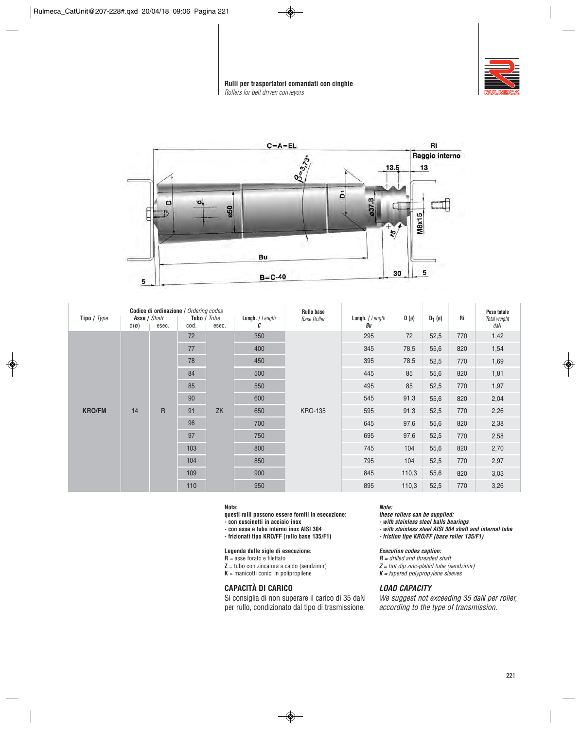**Rulli per trasportatori comandati con cinghie**
*Rollers for belt driven conveyors*

C=A=EL
Ri
Raggio interno
13.5
13
β=3,73°
D
d
ø50
D1
ø37.8
r5
M8x15
Bu
B=C-40
5
30
5

| Tipo / *Type* | Codice di ordinazione / *Ordering codes* | | | | Lungh. / *Length* | Rullo base *Base Roller* | Lungh. / *Length* | D (ø) | $D_1$ (ø) | Ri | Peso totale *Total weight* |
|---|---|---|---|---|---|---|---|---|---|---|---|
| | Asse / *Shaft* | | Tubo / *Tube* | | | | | | | | |
| | d(ø) | esec. | cod. | esec. | *C* | | *Bu* | | | | *daN* |
| KRO/FM | 14 | R | 72 | ZK | 350 | KRO-135 | 295 | 72 | 52,5 | 770 | 1,42 |
| | | | 77 | | 400 | | 345 | 78,5 | 55,6 | 820 | 1,54 |
| | | | 78 | | 450 | | 395 | 78,5 | 52,5 | 770 | 1,69 |
| | | | 84 | | 500 | | 445 | 85 | 55,6 | 820 | 1,81 |
| | | | 85 | | 550 | | 495 | 85 | 52,5 | 770 | 1,97 |
| | | | 90 | | 600 | | 545 | 91,3 | 55,6 | 820 | 2,04 |
| | | | 91 | | 650 | | 595 | 91,3 | 52,5 | 770 | 2,26 |
| | | | 96 | | 700 | | 645 | 97,6 | 55,6 | 820 | 2,38 |
| | | | 97 | | 750 | | 695 | 97,6 | 52,5 | 770 | 2,58 |
| | | | 103 | | 800 | | 745 | 104 | 55,6 | 820 | 2,70 |
| | | | 104 | | 850 | | 795 | 104 | 52,5 | 770 | 2,97 |
| | | | 109 | | 900 | | 845 | 110,3 | 55,6 | 820 | 3,03 |
| | | | 110 | | 950 | | 895 | 110,3 | 52,5 | 770 | 3,26 |

**Nota:**
**questi rulli possono essere forniti in esecuzione:**
- **con cuscinetti in acciaio inox**
- **con asse e tubo interno inox AISI 304**
- **frizionati tipo KRO/FF (rullo base 135/F1)**

**Legenda delle sigle di esecuzione:**
**R** = asse forato e filettato
**Z** = tubo con zincatura a caldo (sendzimir)
**K** = manicotti conici in polipropilene

## CAPACITÀ DI CARICO

Si consiglia di non superare il carico di 35 daN per rullo, condizionato dal tipo di trasmissione.

***Note:***
***these rollers can be supplied:***
- ***with stainless steel balls bearings***
- ***with stainless steel AISI 304 shaft and internal tube***
- ***friction tipe KRO/FF (base roller 135/F1)***

***Execution codes caption:***
***R*** = *drilled and threaded shaft*
***Z*** = *hot dip zinc-plated tube (sendzimir)*
***K*** = *tapered polypropylene sleeves*

## *LOAD CAPACITY*

*We suggest not exceeding 35 daN per roller, according to the type of transmission.*